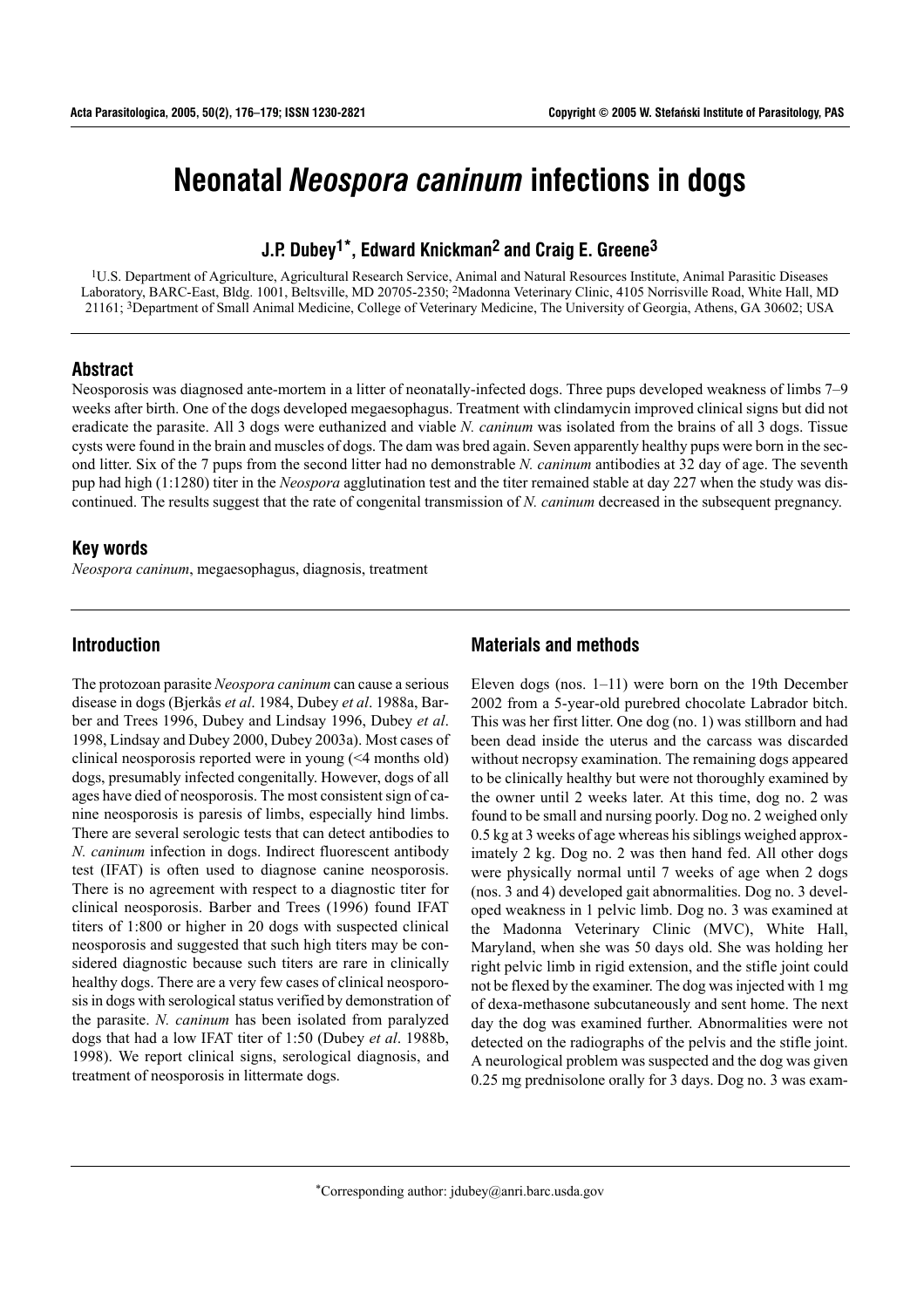# Neonatal *Neospora caninum* infections in dogs

**J.P. Dubey[1*], Edward Knickman[2] and Craig E. Greene[3]**

[1]U.S. Department of Agriculture, Agricultural Research Service, Animal and Natural Resources Institute, Animal Parasitic Diseases Laboratory, BARC-East, Bldg. 1001, Beltsville, MD 20705-2350; [2]Madonna Veterinary Clinic, 4105 Norrisville Road, White Hall, MD 21161; [3]Department of Small Animal Medicine, College of Veterinary Medicine, The University of Georgia, Athens, GA 30602; USA

## Abstract

Neosporosis was diagnosed ante-mortem in a litter of neonatally-infected dogs. Three pups developed weakness of limbs 7–9 weeks after birth. One of the dogs developed megaesophagus. Treatment with clindamycin improved clinical signs but did not eradicate the parasite. All 3 dogs were euthanized and viable *N. caninum* was isolated from the brains of all 3 dogs. Tissue cysts were found in the brain and muscles of dogs. The dam was bred again. Seven apparently healthy pups were born in the second litter. Six of the 7 pups from the second litter had no demonstrable *N. caninum* antibodies at 32 day of age. The seventh pup had high (1:1280) titer in the *Neospora* agglutination test and the titer remained stable at day 227 when the study was discontinued. The results suggest that the rate of congenital transmission of *N. caninum* decreased in the subsequent pregnancy.

## Key words

*Neospora caninum*, megaesophagus, diagnosis, treatment

## Introduction

The protozoan parasite *Neospora caninum* can cause a serious disease in dogs (Bjerkås *et al*. 1984, Dubey *et al*. 1988a, Barber and Trees 1996, Dubey and Lindsay 1996, Dubey *et al*. 1998, Lindsay and Dubey 2000, Dubey 2003a). Most cases of clinical neosporosis reported were in young (<4 months old) dogs, presumably infected congenitally. However, dogs of all ages have died of neosporosis. The most consistent sign of canine neosporosis is paresis of limbs, especially hind limbs. There are several serologic tests that can detect antibodies to *N. caninum* infection in dogs. Indirect fluorescent antibody test (IFAT) is often used to diagnose canine neosporosis. There is no agreement with respect to a diagnostic titer for clinical neosporosis. Barber and Trees (1996) found IFAT titers of 1:800 or higher in 20 dogs with suspected clinical neosporosis and suggested that such high titers may be considered diagnostic because such titers are rare in clinically healthy dogs. There are a very few cases of clinical neosporosis in dogs with serological status verified by demonstration of the parasite. *N. caninum* has been isolated from paralyzed dogs that had a low IFAT titer of 1:50 (Dubey *et al*. 1988b, 1998). We report clinical signs, serological diagnosis, and treatment of neosporosis in littermate dogs.

## Materials and methods

Eleven dogs (nos. 1–11) were born on the 19th December 2002 from a 5-year-old purebred chocolate Labrador bitch. This was her first litter. One dog (no. 1) was stillborn and had been dead inside the uterus and the carcass was discarded without necropsy examination. The remaining dogs appeared to be clinically healthy but were not thoroughly examined by the owner until 2 weeks later. At this time, dog no. 2 was found to be small and nursing poorly. Dog no. 2 weighed only 0.5 kg at 3 weeks of age whereas his siblings weighed approximately 2 kg. Dog no. 2 was then hand fed. All other dogs were physically normal until 7 weeks of age when 2 dogs (nos. 3 and 4) developed gait abnormalities. Dog no. 3 developed weakness in 1 pelvic limb. Dog no. 3 was examined at the Madonna Veterinary Clinic (MVC), White Hall, Maryland, when she was 50 days old. She was holding her right pelvic limb in rigid extension, and the stifle joint could not be flexed by the examiner. The dog was injected with 1 mg of dexa-methasone subcutaneously and sent home. The next day the dog was examined further. Abnormalities were not detected on the radiographs of the pelvis and the stifle joint. A neurological problem was suspected and the dog was given 0.25 mg prednisolone orally for 3 days. Dog no. 3 was exam-

*Corresponding author: jdubey@anri.barc.usda.gov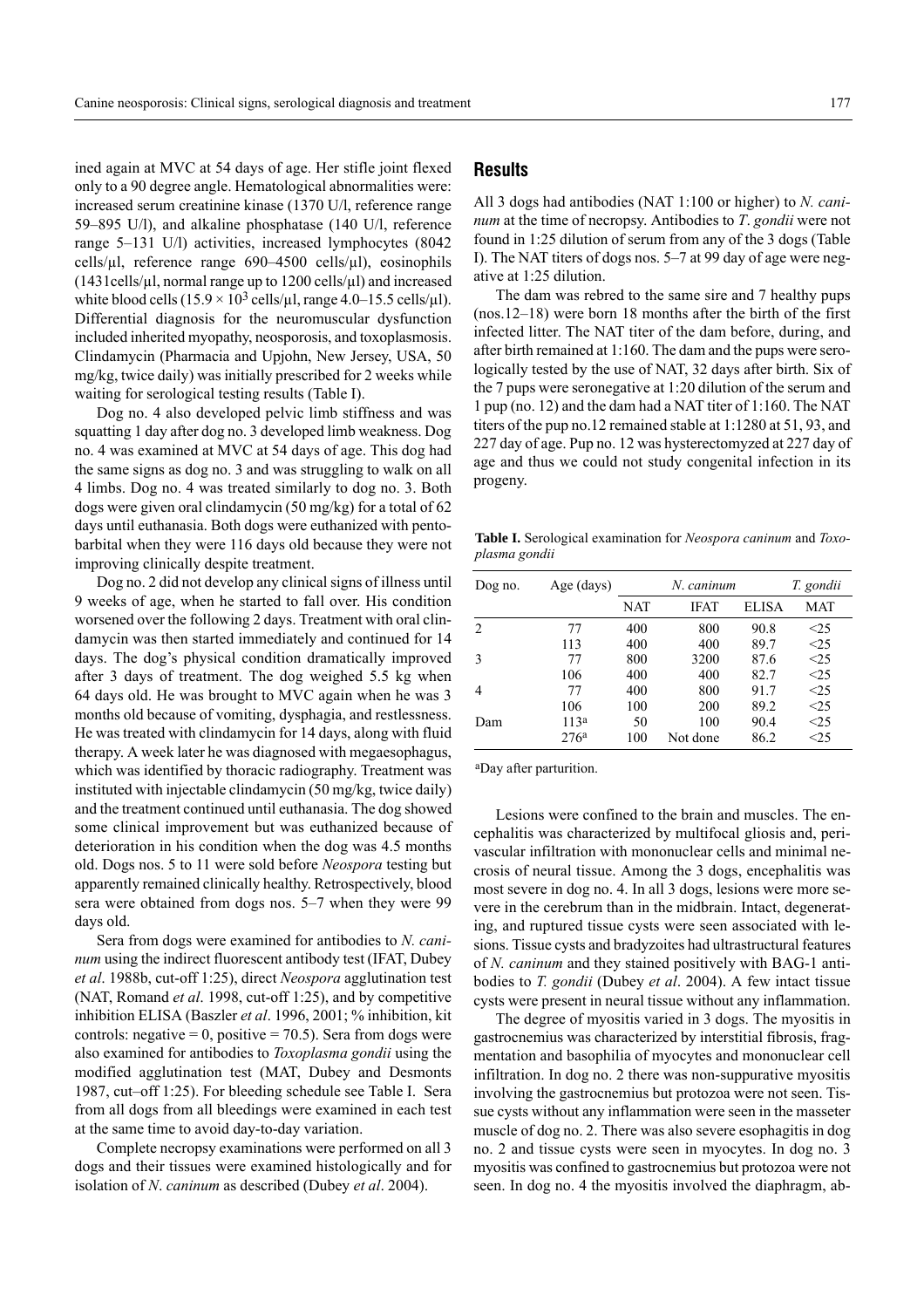ined again at MVC at 54 days of age. Her stifle joint flexed only to a 90 degree angle. Hematological abnormalities were: increased serum creatinine kinase (1370 U/l, reference range 59–895 U/l), and alkaline phosphatase (140 U/l, reference range 5–131 U/l) activities, increased lymphocytes (8042 cells/µl, reference range 690–4500 cells/µl), eosinophils (1431cells/µl, normal range up to 1200 cells/µl) and increased white blood cells ($15.9 \times 10^3$ cells/µl, range 4.0–15.5 cells/µl). Differential diagnosis for the neuromuscular dysfunction included inherited myopathy, neosporosis, and toxoplasmosis. Clindamycin (Pharmacia and Upjohn, New Jersey, USA, 50 mg/kg, twice daily) was initially prescribed for 2 weeks while waiting for serological testing results (Table I).

Dog no. 4 also developed pelvic limb stiffness and was squatting 1 day after dog no. 3 developed limb weakness. Dog no. 4 was examined at MVC at 54 days of age. This dog had the same signs as dog no. 3 and was struggling to walk on all 4 limbs. Dog no. 4 was treated similarly to dog no. 3. Both dogs were given oral clindamycin (50 mg/kg) for a total of 62 days until euthanasia. Both dogs were euthanized with pentobarbital when they were 116 days old because they were not improving clinically despite treatment.

Dog no. 2 did not develop any clinical signs of illness until 9 weeks of age, when he started to fall over. His condition worsened over the following 2 days. Treatment with oral clindamycin was then started immediately and continued for 14 days. The dog's physical condition dramatically improved after 3 days of treatment. The dog weighed 5.5 kg when 64 days old. He was brought to MVC again when he was 3 months old because of vomiting, dysphagia, and restlessness. He was treated with clindamycin for 14 days, along with fluid therapy. A week later he was diagnosed with megaesophagus, which was identified by thoracic radiography. Treatment was instituted with injectable clindamycin (50 mg/kg, twice daily) and the treatment continued until euthanasia. The dog showed some clinical improvement but was euthanized because of deterioration in his condition when the dog was 4.5 months old. Dogs nos. 5 to 11 were sold before *Neospora* testing but apparently remained clinically healthy. Retrospectively, blood sera were obtained from dogs nos. 5–7 when they were 99 days old.

Sera from dogs were examined for antibodies to *N. caninum* using the indirect fluorescent antibody test (IFAT, Dubey *et al*. 1988b, cut-off 1:25), direct *Neospora* agglutination test (NAT, Romand *et al*. 1998, cut-off 1:25), and by competitive inhibition ELISA (Baszler *et al*. 1996, 2001; % inhibition, kit controls: negative = 0, positive = 70.5). Sera from dogs were also examined for antibodies to *Toxoplasma gondii* using the modified agglutination test (MAT, Dubey and Desmonts 1987, cut–off 1:25). For bleeding schedule see Table I. Sera from all dogs from all bleedings were examined in each test at the same time to avoid day-to-day variation.

Complete necropsy examinations were performed on all 3 dogs and their tissues were examined histologically and for isolation of *N. caninum* as described (Dubey *et al*. 2004).

## Results

All 3 dogs had antibodies (NAT 1:100 or higher) to *N. caninum* at the time of necropsy. Antibodies to *T. gondii* were not found in 1:25 dilution of serum from any of the 3 dogs (Table I). The NAT titers of dogs nos. 5–7 at 99 day of age were negative at 1:25 dilution.

The dam was rebred to the same sire and 7 healthy pups (nos.12–18) were born 18 months after the birth of the first infected litter. The NAT titer of the dam before, during, and after birth remained at 1:160. The dam and the pups were serologically tested by the use of NAT, 32 days after birth. Six of the 7 pups were seronegative at 1:20 dilution of the serum and 1 pup (no. 12) and the dam had a NAT titer of 1:160. The NAT titers of the pup no.12 remained stable at 1:1280 at 51, 93, and 227 day of age. Pup no. 12 was hysterectomyzed at 227 day of age and thus we could not study congenital infection in its progeny.

**Table I.** Serological examination for *Neospora caninum* and *Toxoplasma gondii*

| Dog no. | Age (days) | *N. caninum* | | | *T. gondii* |
|---|---|---|---|---|---|
| | | NAT | IFAT | ELISA | MAT |
| 2 | 77 | 400 | 800 | 90.8 | <25 |
| | 113 | 400 | 400 | 89.7 | <25 |
| 3 | 77 | 800 | 3200 | 87.6 | <25 |
| | 106 | 400 | 400 | 82.7 | <25 |
| 4 | 77 | 400 | 800 | 91.7 | <25 |
| | 106 | 100 | 200 | 89.2 | <25 |
| Dam | 113[a] | 50 | 100 | 90.4 | <25 |
| | 276[a] | 100 | Not done | 86.2 | <25 |

[a]Day after parturition.

Lesions were confined to the brain and muscles. The encephalitis was characterized by multifocal gliosis and, perivascular infiltration with mononuclear cells and minimal necrosis of neural tissue. Among the 3 dogs, encephalitis was most severe in dog no. 4. In all 3 dogs, lesions were more severe in the cerebrum than in the midbrain. Intact, degenerating, and ruptured tissue cysts were seen associated with lesions. Tissue cysts and bradyzoites had ultrastructural features of *N. caninum* and they stained positively with BAG-1 antibodies to *T. gondii* (Dubey *et al*. 2004). A few intact tissue cysts were present in neural tissue without any inflammation.

The degree of myositis varied in 3 dogs. The myositis in gastrocnemius was characterized by interstitial fibrosis, fragmentation and basophilia of myocytes and mononuclear cell infiltration. In dog no. 2 there was non-suppurative myositis involving the gastrocnemius but protozoa were not seen. Tissue cysts without any inflammation were seen in the masseter muscle of dog no. 2. There was also severe esophagitis in dog no. 2 and tissue cysts were seen in myocytes. In dog no. 3 myositis was confined to gastrocnemius but protozoa were not seen. In dog no. 4 the myositis involved the diaphragm, ab-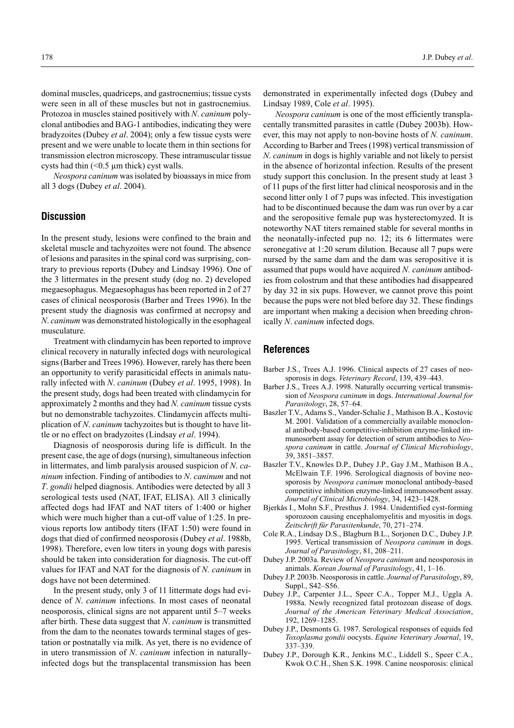dominal muscles, quadriceps, and gastrocnemius; tissue cysts were seen in all of these muscles but not in gastrocnemius. Protozoa in muscles stained positively with *N. caninum* polyclonal antibodies and BAG-1 antibodies, indicating they were bradyzoites (Dubey *et al*. 2004); only a few tissue cysts were present and we were unable to locate them in thin sections for transmission electron microscopy. These intramuscular tissue cysts had thin (<0.5 µm thick) cyst walls.

*Neospora caninum* was isolated by bioassays in mice from all 3 dogs (Dubey *et al*. 2004).

## Discussion

In the present study, lesions were confined to the brain and skeletal muscle and tachyzoites were not found. The absence of lesions and parasites in the spinal cord was surprising, contrary to previous reports (Dubey and Lindsay 1996). One of the 3 littermates in the present study (dog no. 2) developed megaesophagus. Megaesophagus has been reported in 2 of 27 cases of clinical neosporosis (Barber and Trees 1996). In the present study the diagnosis was confirmed at necropsy and *N. caninum* was demonstrated histologically in the esophageal musculature.

Treatment with clindamycin has been reported to improve clinical recovery in naturally infected dogs with neurological signs (Barber and Trees 1996). However, rarely has there been an opportunity to verify parasiticidal effects in animals naturally infected with *N. caninum* (Dubey *et al*. 1995, 1998). In the present study, dogs had been treated with clindamycin for approximately 2 months and they had *N. caninum* tissue cysts but no demonstrable tachyzoites. Clindamycin affects multiplication of *N. caninum* tachyzoites but is thought to have little or no effect on bradyzoites (Lindsay *et al*. 1994).

Diagnosis of neosporosis during life is difficult. In the present case, the age of dogs (nursing), simultaneous infection in littermates, and limb paralysis aroused suspicion of *N. caninum* infection. Finding of antibodies to *N. caninum* and not *T. gondii* helped diagnosis. Antibodies were detected by all 3 serological tests used (NAT, IFAT, ELISA). All 3 clinically affected dogs had IFAT and NAT titers of 1:400 or higher which were much higher than a cut-off value of 1:25. In previous reports low antibody titers (IFAT 1:50) were found in dogs that died of confirmed neosporosis (Dubey *et al*. 1988b, 1998). Therefore, even low titers in young dogs with paresis should be taken into consideration for diagnosis. The cut-off values for IFAT and NAT for the diagnosis of *N. caninum* in dogs have not been determined.

In the present study, only 3 of 11 littermate dogs had evidence of *N. caninum* infections. In most cases of neonatal neosporosis, clinical signs are not apparent until 5–7 weeks after birth. These data suggest that *N. caninum* is transmitted from the dam to the neonates towards terminal stages of gestation or postnatally via milk. As yet, there is no evidence of in utero transmission of *N. caninum* infection in naturally-infected dogs but the transplacental transmission has been demonstrated in experimentally infected dogs (Dubey and Lindsay 1989, Cole *et al*. 1995).

*Neospora caninum* is one of the most efficiently transplacentally transmitted parasites in cattle (Dubey 2003b). However, this may not apply to non-bovine hosts of *N. caninum*. According to Barber and Trees (1998) vertical transmission of *N. caninum* in dogs is highly variable and not likely to persist in the absence of horizontal infection. Results of the present study support this conclusion. In the present study at least 3 of 11 pups of the first litter had clinical neosporosis and in the second litter only 1 of 7 pups was infected. This investigation had to be discontinued because the dam was run over by a car and the seropositive female pup was hysterectomyzed. It is noteworthy NAT titers remained stable for several months in the neonatally-infected pup no. 12; its 6 littermates were seronegative at 1:20 serum dilution. Because all 7 pups were nursed by the same dam and the dam was seropositive it is assumed that pups would have acquired *N. caninum* antibodies from colostrum and that these antibodies had disappeared by day 32 in six pups. However, we cannot prove this point because the pups were not bled before day 32. These findings are important when making a decision when breeding chronically *N. caninum* infected dogs.

## References

- Barber J.S., Trees A.J. 1996. Clinical aspects of 27 cases of neosporosis in dogs. *Veterinary Record*, 139, 439–443.
- Barber J.S., Trees A.J. 1998. Naturally occurring vertical transmission of *Neospora caninum* in dogs. *International Journal for Parasitology*, 28, 57–64.
- Baszler T.V., Adams S., Vander-Schalie J., Mathison B.A., Kostovic M. 2001. Validation of a commercially available monoclonal antibody-based competitive-inhibition enzyme-linked immunosorbent assay for detection of serum antibodies to *Neospora caninum* in cattle. *Journal of Clinical Microbiology*, 39, 3851–3857.
- Baszler T.V., Knowles D.P., Dubey J.P., Gay J.M., Mathison B.A., McElwain T.F. 1996. Serological diagnosis of bovine neosporosis by *Neospora caninum* monoclonal antibody-based competitive inhibition enzyme-linked immunosorbent assay. *Journal of Clinical Microbiology*, 34, 1423–1428.
- Bjerkås I., Mohn S.F., Presthus J. 1984. Unidentified cyst-forming sporozoon causing encephalomyelitis and myositis in dogs. *Zeitschrift für Parasitenkunde*, 70, 271–274.
- Cole R.A., Lindsay D.S., Blagburn B.L., Sorjonen D.C., Dubey J.P. 1995. Vertical transmission of *Neospora caninum* in dogs. *Journal of Parasitology*, 81, 208–211.
- Dubey J.P. 2003a. Review of *Neospora caninum* and neosporosis in animals. *Korean Journal of Parasitology*, 41, 1–16.
- Dubey J.P. 2003b. Neosporosis in cattle. *Journal of Parasitology*, 89, Suppl., S42–S56.
- Dubey J.P., Carpenter J.L., Speer C.A., Topper M.J., Uggla A. 1988a. Newly recognized fatal protozoan disease of dogs. *Journal of the American Veterinary Medical Association*, 192, 1269–1285.
- Dubey J.P., Desmonts G. 1987. Serological responses of equids fed *Toxoplasma gondii* oocysts. *Equine Veterinary Journal*, 19, 337–339.
- Dubey J.P., Dorough K.R., Jenkins M.C., Liddell S., Speer C.A., Kwok O.C.H., Shen S.K. 1998. Canine neosporosis: clinical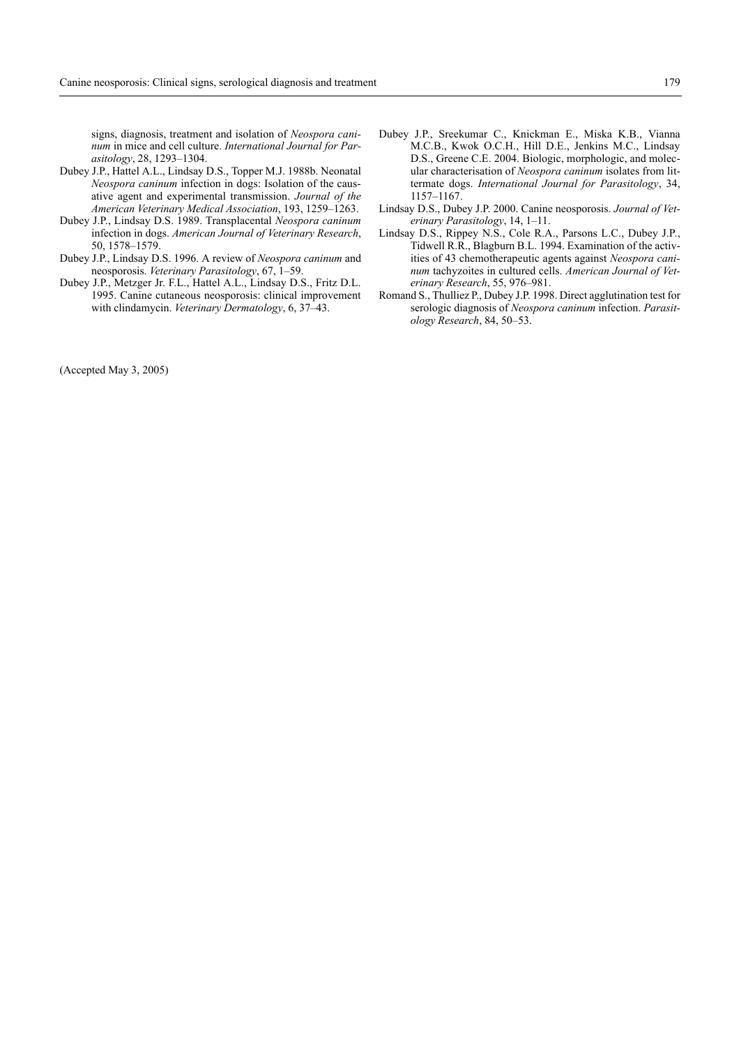signs, diagnosis, treatment and isolation of *Neospora caninum* in mice and cell culture. *International Journal for Parasitology*, 28, 1293–1304.

Dubey J.P., Hattel A.L., Lindsay D.S., Topper M.J. 1988b. Neonatal *Neospora caninum* infection in dogs: Isolation of the causative agent and experimental transmission. *Journal of the American Veterinary Medical Association*, 193, 1259–1263.

Dubey J.P., Lindsay D.S. 1989. Transplacental *Neospora caninum* infection in dogs. *American Journal of Veterinary Research*, 50, 1578–1579.

Dubey J.P., Lindsay D.S. 1996. A review of *Neospora caninum* and neosporosis. *Veterinary Parasitology*, 67, 1–59.

Dubey J.P., Metzger Jr. F.L., Hattel A.L., Lindsay D.S., Fritz D.L. 1995. Canine cutaneous neosporosis: clinical improvement with clindamycin. *Veterinary Dermatology*, 6, 37–43.

Dubey J.P., Sreekumar C., Knickman E., Miska K.B., Vianna M.C.B., Kwok O.C.H., Hill D.E., Jenkins M.C., Lindsay D.S., Greene C.E. 2004. Biologic, morphologic, and molecular characterisation of *Neospora caninum* isolates from littermate dogs. *International Journal for Parasitology*, 34, 1157–1167.

Lindsay D.S., Dubey J.P. 2000. Canine neosporosis. *Journal of Veterinary Parasitology*, 14, 1–11.

Lindsay D.S., Rippey N.S., Cole R.A., Parsons L.C., Dubey J.P., Tidwell R.R., Blagburn B.L. 1994. Examination of the activities of 43 chemotherapeutic agents against *Neospora caninum* tachyzoites in cultured cells. *American Journal of Veterinary Research*, 55, 976–981.

Romand S., Thulliez P., Dubey J.P. 1998. Direct agglutination test for serologic diagnosis of *Neospora caninum* infection. *Parasitology Research*, 84, 50–53.

(Accepted May 3, 2005)